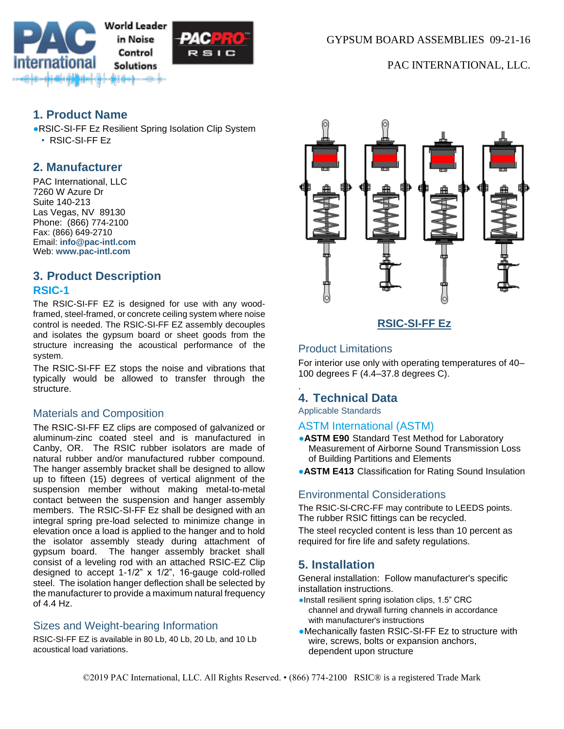GYPSUM BOARD ASSEMBLIES 09-21-16

PAC INTERNATIONAL, LLC.

## 1. Product Name

- RSIC-SI-FF Ez Resilient Spring Isolation Clip System
  - RSIC-SI-FF Ez

## 2. Manufacturer

PAC International, LLC
7260 W Azure Dr
Suite 140-213
Las Vegas, NV 89130
Phone: (866) 774-2100
Fax: (866) 649-2710
Email: **info@pac-intl.com**
Web: **www.pac-intl.com**

## 3. Product Description

### RSIC-1

The RSIC-SI-FF EZ is designed for use with any wood-framed, steel-framed, or concrete ceiling system where noise control is needed. The RSIC-SI-FF EZ assembly decouples and isolates the gypsum board or sheet goods from the structure increasing the acoustical performance of the system.

The RSIC-SI-FF EZ stops the noise and vibrations that typically would be allowed to transfer through the structure.

### Materials and Composition

The RSIC-SI-FF EZ clips are composed of galvanized or aluminum-zinc coated steel and is manufactured in Canby, OR. The RSIC rubber isolators are made of natural rubber and/or manufactured rubber compound. The hanger assembly bracket shall be designed to allow up to fifteen (15) degrees of vertical alignment of the suspension member without making metal-to-metal contact between the suspension and hanger assembly members. The RSIC-SI-FF Ez shall be designed with an integral spring pre-load selected to minimize change in elevation once a load is applied to the hanger and to hold the isolator assembly steady during attachment of gypsum board. The hanger assembly bracket shall consist of a leveling rod with an attached RSIC-EZ Clip designed to accept 1-1/2" x 1/2", 16-gauge cold-rolled steel. The isolation hanger deflection shall be selected by the manufacturer to provide a maximum natural frequency of 4.4 Hz.

### Sizes and Weight-bearing Information

RSIC-SI-FF EZ is available in 80 Lb, 40 Lb, 20 Lb, and 10 Lb acoustical load variations.

**RSIC-SI-FF Ez**

### Product Limitations

For interior use only with operating temperatures of 40–100 degrees F (4.4–37.8 degrees C).

.

## 4. Technical Data

Applicable Standards

### ASTM International (ASTM)

- **ASTM E90** Standard Test Method for Laboratory Measurement of Airborne Sound Transmission Loss of Building Partitions and Elements
- **ASTM E413** Classification for Rating Sound Insulation

### Environmental Considerations

The RSIC-SI-CRC-FF may contribute to LEEDS points. The rubber RSIC fittings can be recycled.

The steel recycled content is less than 10 percent as required for fire life and safety regulations.

## 5. Installation

General installation: Follow manufacturer's specific installation instructions.

- Install resilient spring isolation clips, 1.5" CRC channel and drywall furring channels in accordance with manufacturer's instructions
- Mechanically fasten RSIC-SI-FF Ez to structure with wire, screws, bolts or expansion anchors, dependent upon structure

©2019 PAC International, LLC. All Rights Reserved. • (866) 774-2100 RSIC® is a registered Trade Mark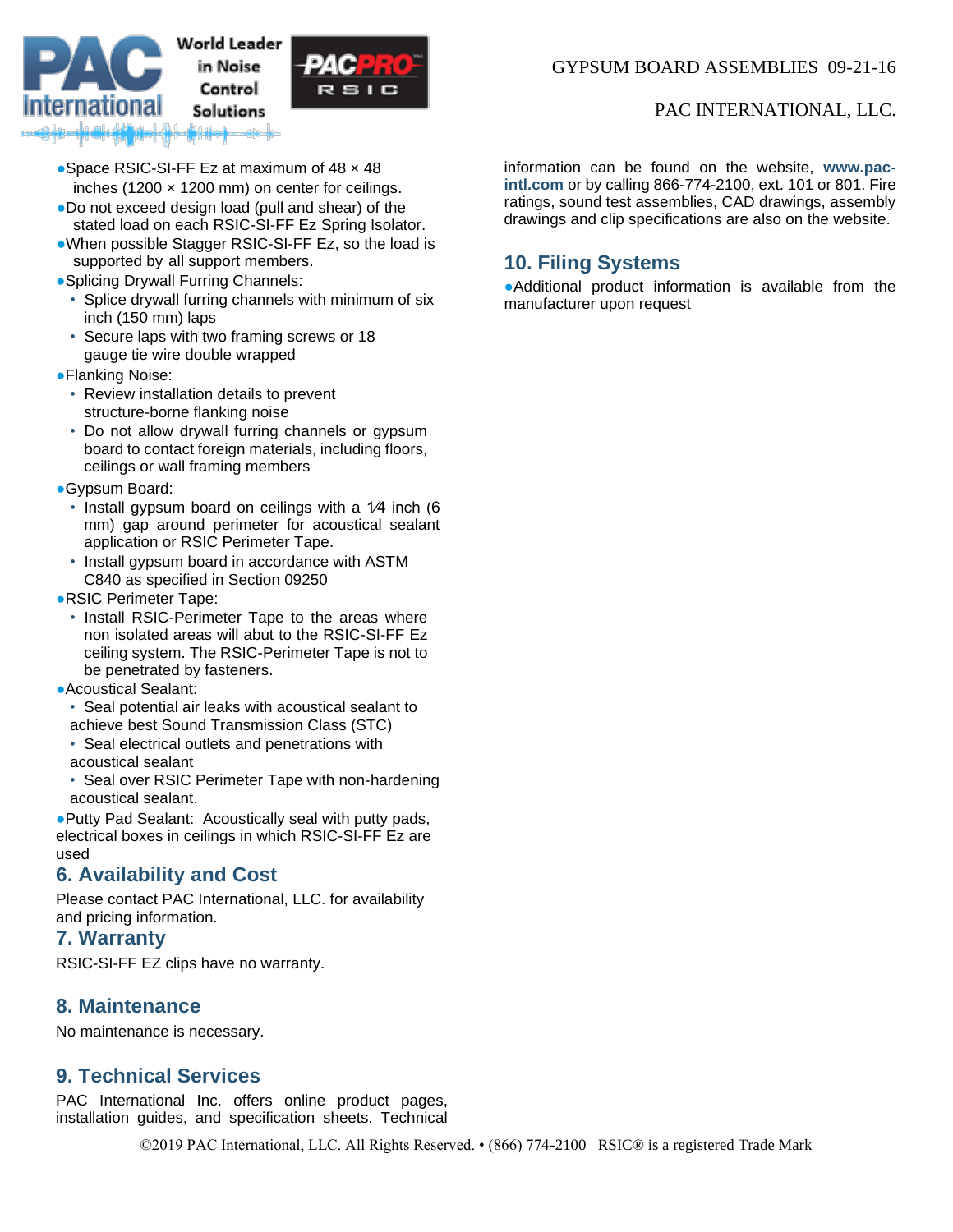- Space RSIC-SI-FF Ez at maximum of 48 × 48 inches (1200 × 1200 mm) on center for ceilings.
- Do not exceed design load (pull and shear) of the stated load on each RSIC-SI-FF Ez Spring Isolator.
- When possible Stagger RSIC-SI-FF Ez, so the load is supported by all support members.
- Splicing Drywall Furring Channels:
  - Splice drywall furring channels with minimum of six inch (150 mm) laps
  - Secure laps with two framing screws or 18 gauge tie wire double wrapped
- Flanking Noise:
  - Review installation details to prevent structure-borne flanking noise
  - Do not allow drywall furring channels or gypsum board to contact foreign materials, including floors, ceilings or wall framing members
- Gypsum Board:
  - Install gypsum board on ceilings with a 1⁄4 inch (6 mm) gap around perimeter for acoustical sealant application or RSIC Perimeter Tape.
  - Install gypsum board in accordance with ASTM C840 as specified in Section 09250
- RSIC Perimeter Tape:
  - Install RSIC-Perimeter Tape to the areas where non isolated areas will abut to the RSIC-SI-FF Ez ceiling system. The RSIC-Perimeter Tape is not to be penetrated by fasteners.
- Acoustical Sealant:
  - Seal potential air leaks with acoustical sealant to achieve best Sound Transmission Class (STC)
  - Seal electrical outlets and penetrations with acoustical sealant
  - Seal over RSIC Perimeter Tape with non-hardening acoustical sealant.
- Putty Pad Sealant: Acoustically seal with putty pads, electrical boxes in ceilings in which RSIC-SI-FF Ez are used

## 6. Availability and Cost

Please contact PAC International, LLC. for availability and pricing information.

## 7. Warranty

RSIC-SI-FF EZ clips have no warranty.

## 8. Maintenance

No maintenance is necessary.

## 9. Technical Services

PAC International Inc. offers online product pages, installation guides, and specification sheets. Technical information can be found on the website, **www.pac-intl.com** or by calling 866-774-2100, ext. 101 or 801. Fire ratings, sound test assemblies, CAD drawings, assembly drawings and clip specifications are also on the website.

## 10. Filing Systems

- Additional product information is available from the manufacturer upon request